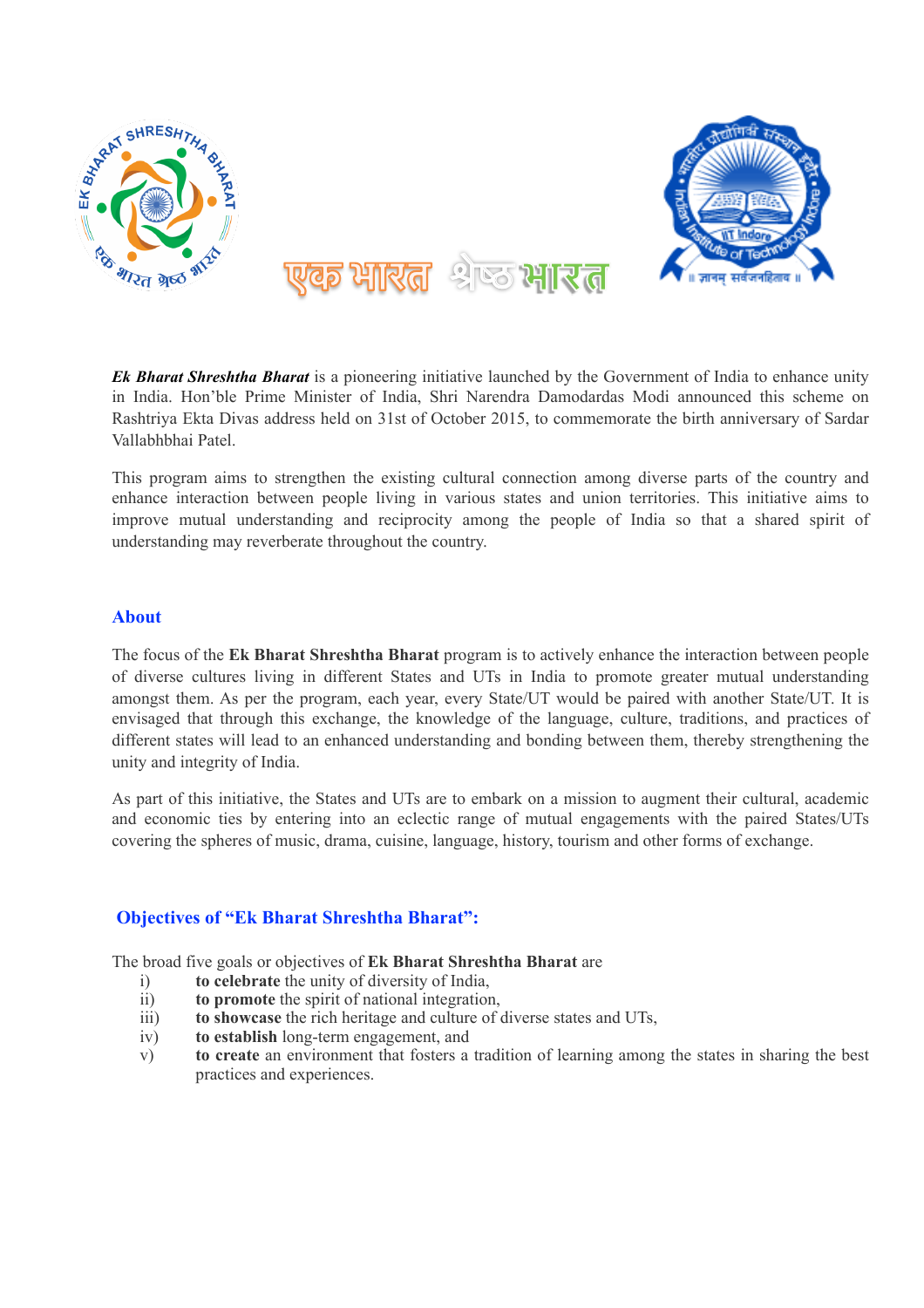एक भारत श्रेष्ठ भारत

***Ek Bharat Shreshtha Bharat*** is a pioneering initiative launched by the Government of India to enhance unity in India. Hon'ble Prime Minister of India, Shri Narendra Damodardas Modi announced this scheme on Rashtriya Ekta Divas address held on 31st of October 2015, to commemorate the birth anniversary of Sardar Vallabhbhai Patel.

This program aims to strengthen the existing cultural connection among diverse parts of the country and enhance interaction between people living in various states and union territories. This initiative aims to improve mutual understanding and reciprocity among the people of India so that a shared spirit of understanding may reverberate throughout the country.

## About

The focus of the **Ek Bharat Shreshtha Bharat** program is to actively enhance the interaction between people of diverse cultures living in different States and UTs in India to promote greater mutual understanding amongst them. As per the program, each year, every State/UT would be paired with another State/UT. It is envisaged that through this exchange, the knowledge of the language, culture, traditions, and practices of different states will lead to an enhanced understanding and bonding between them, thereby strengthening the unity and integrity of India.

As part of this initiative, the States and UTs are to embark on a mission to augment their cultural, academic and economic ties by entering into an eclectic range of mutual engagements with the paired States/UTs covering the spheres of music, drama, cuisine, language, history, tourism and other forms of exchange.

## Objectives of "Ek Bharat Shreshtha Bharat":

The broad five goals or objectives of **Ek Bharat Shreshtha Bharat** are

i) **to celebrate** the unity of diversity of India,
ii) **to promote** the spirit of national integration,
iii) **to showcase** the rich heritage and culture of diverse states and UTs,
iv) **to establish** long-term engagement, and
v) **to create** an environment that fosters a tradition of learning among the states in sharing the best practices and experiences.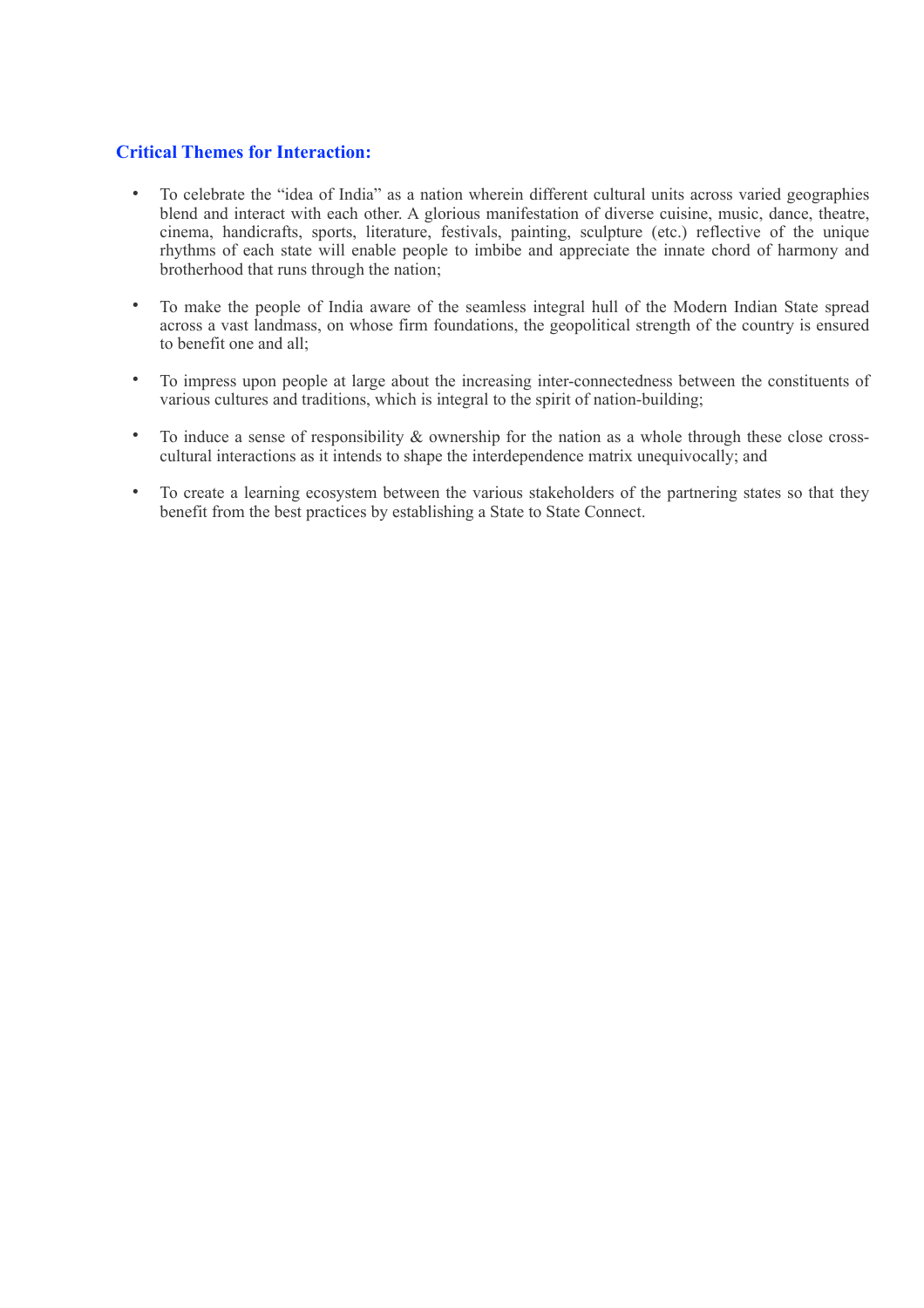### Critical Themes for Interaction:

- To celebrate the “idea of India” as a nation wherein different cultural units across varied geographies blend and interact with each other. A glorious manifestation of diverse cuisine, music, dance, theatre, cinema, handicrafts, sports, literature, festivals, painting, sculpture (etc.) reflective of the unique rhythms of each state will enable people to imbibe and appreciate the innate chord of harmony and brotherhood that runs through the nation;

- To make the people of India aware of the seamless integral hull of the Modern Indian State spread across a vast landmass, on whose firm foundations, the geopolitical strength of the country is ensured to benefit one and all;

- To impress upon people at large about the increasing inter-connectedness between the constituents of various cultures and traditions, which is integral to the spirit of nation-building;

- To induce a sense of responsibility & ownership for the nation as a whole through these close cross-cultural interactions as it intends to shape the interdependence matrix unequivocally; and

- To create a learning ecosystem between the various stakeholders of the partnering states so that they benefit from the best practices by establishing a State to State Connect.